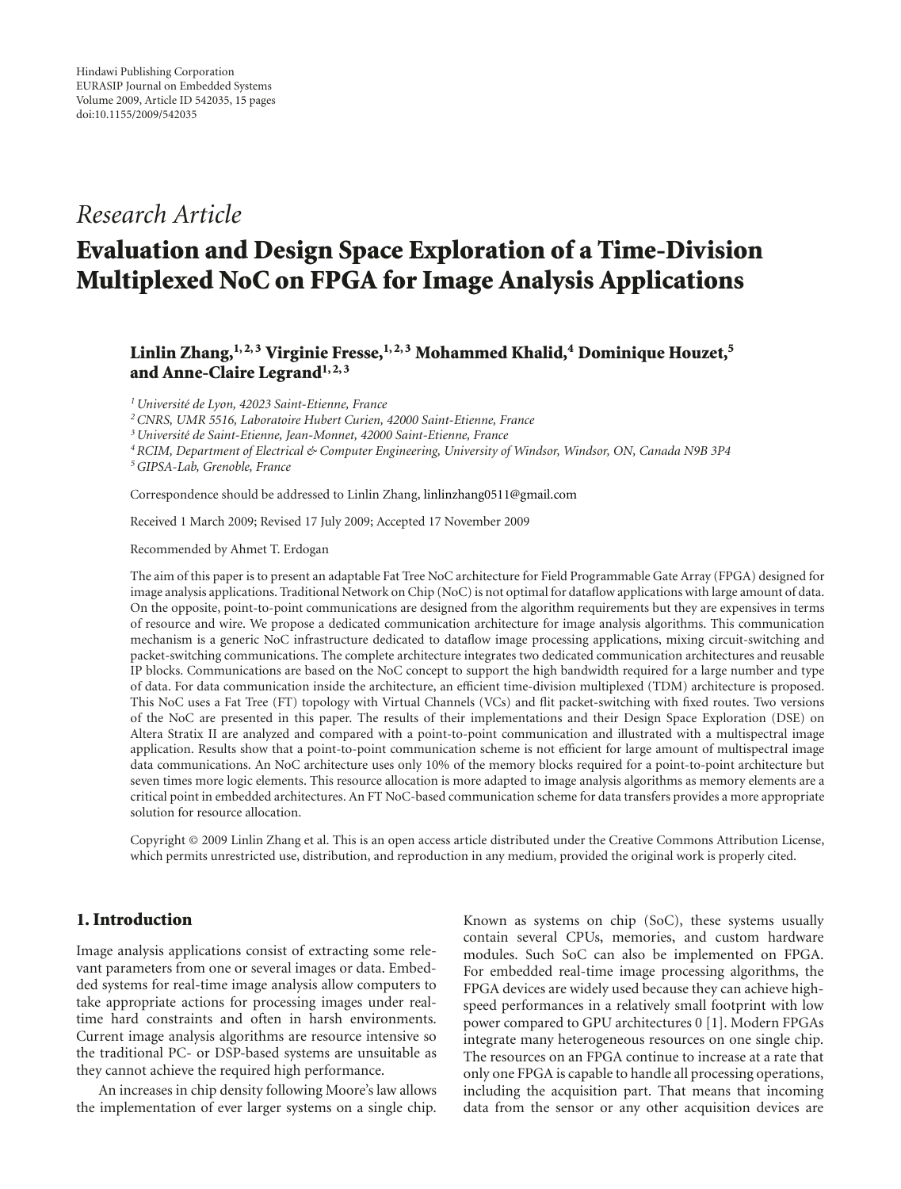Hindawi Publishing Corporation
EURASIP Journal on Embedded Systems
Volume 2009, Article ID 542035, 15 pages
doi:10.1155/2009/542035

*Research Article*

# Evaluation and Design Space Exploration of a Time-Division Multiplexed NoC on FPGA for Image Analysis Applications

**Linlin Zhang,[1,2,3] Virginie Fresse,[1,2,3] Mohammed Khalid,[4] Dominique Houzet,[5] and Anne-Claire Legrand[1,2,3]**

[1] *Université de Lyon, 42023 Saint-Etienne, France*
[2] *CNRS, UMR 5516, Laboratoire Hubert Curien, 42000 Saint-Etienne, France*
[3] *Université de Saint-Etienne, Jean-Monnet, 42000 Saint-Etienne, France*
[4] *RCIM, Department of Electrical & Computer Engineering, University of Windsor, Windsor, ON, Canada N9B 3P4*
[5] *GIPSA-Lab, Grenoble, France*

Correspondence should be addressed to Linlin Zhang, linlinzhang0511@gmail.com

Received 1 March 2009; Revised 17 July 2009; Accepted 17 November 2009

Recommended by Ahmet T. Erdogan

The aim of this paper is to present an adaptable Fat Tree NoC architecture for Field Programmable Gate Array (FPGA) designed for image analysis applications. Traditional Network on Chip (NoC) is not optimal for dataflow applications with large amount of data. On the opposite, point-to-point communications are designed from the algorithm requirements but they are expensives in terms of resource and wire. We propose a dedicated communication architecture for image analysis algorithms. This communication mechanism is a generic NoC infrastructure dedicated to dataflow image processing applications, mixing circuit-switching and packet-switching communications. The complete architecture integrates two dedicated communication architectures and reusable IP blocks. Communications are based on the NoC concept to support the high bandwidth required for a large number and type of data. For data communication inside the architecture, an efficient time-division multiplexed (TDM) architecture is proposed. This NoC uses a Fat Tree (FT) topology with Virtual Channels (VCs) and flit packet-switching with fixed routes. Two versions of the NoC are presented in this paper. The results of their implementations and their Design Space Exploration (DSE) on Altera Stratix II are analyzed and compared with a point-to-point communication and illustrated with a multispectral image application. Results show that a point-to-point communication scheme is not efficient for large amount of multispectral image data communications. An NoC architecture uses only 10% of the memory blocks required for a point-to-point architecture but seven times more logic elements. This resource allocation is more adapted to image analysis algorithms as memory elements are a critical point in embedded architectures. An FT NoC-based communication scheme for data transfers provides a more appropriate solution for resource allocation.

Copyright © 2009 Linlin Zhang et al. This is an open access article distributed under the Creative Commons Attribution License, which permits unrestricted use, distribution, and reproduction in any medium, provided the original work is properly cited.

## 1. Introduction

Image analysis applications consist of extracting some relevant parameters from one or several images or data. Embedded systems for real-time image analysis allow computers to take appropriate actions for processing images under real-time hard constraints and often in harsh environments. Current image analysis algorithms are resource intensive so the traditional PC- or DSP-based systems are unsuitable as they cannot achieve the required high performance.

An increases in chip density following Moore's law allows the implementation of ever larger systems on a single chip. Known as systems on chip (SoC), these systems usually contain several CPUs, memories, and custom hardware modules. Such SoC can also be implemented on FPGA. For embedded real-time image processing algorithms, the FPGA devices are widely used because they can achieve high-speed performances in a relatively small footprint with low power compared to GPU architectures 0 [1]. Modern FPGAs integrate many heterogeneous resources on one single chip. The resources on an FPGA continue to increase at a rate that only one FPGA is capable to handle all processing operations, including the acquisition part. That means that incoming data from the sensor or any other acquisition devices are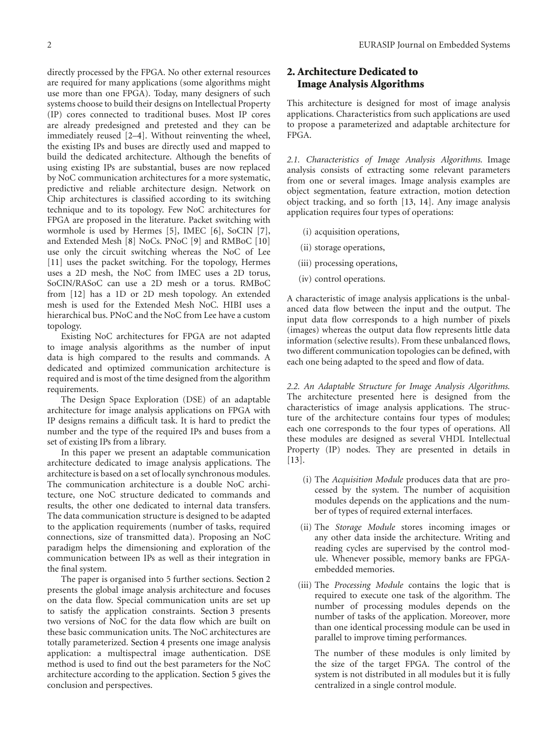directly processed by the FPGA. No other external resources are required for many applications (some algorithms might use more than one FPGA). Today, many designers of such systems choose to build their designs on Intellectual Property (IP) cores connected to traditional buses. Most IP cores are already predesigned and pretested and they can be immediately reused [2–4]. Without reinventing the wheel, the existing IPs and buses are directly used and mapped to build the dedicated architecture. Although the benefits of using existing IPs are substantial, buses are now replaced by NoC communication architectures for a more systematic, predictive and reliable architecture design. Network on Chip architectures is classified according to its switching technique and to its topology. Few NoC architectures for FPGA are proposed in the literature. Packet switching with wormhole is used by Hermes [5], IMEC [6], SoCIN [7], and Extended Mesh [8] NoCs. PNoC [9] and RMBoC [10] use only the circuit switching whereas the NoC of Lee [11] uses the packet switching. For the topology, Hermes uses a 2D mesh, the NoC from IMEC uses a 2D torus, SoCIN/RASoC can use a 2D mesh or a torus. RMBoC from [12] has a 1D or 2D mesh topology. An extended mesh is used for the Extended Mesh NoC. HIBI uses a hierarchical bus. PNoC and the NoC from Lee have a custom topology.

Existing NoC architectures for FPGA are not adapted to image analysis algorithms as the number of input data is high compared to the results and commands. A dedicated and optimized communication architecture is required and is most of the time designed from the algorithm requirements.

The Design Space Exploration (DSE) of an adaptable architecture for image analysis applications on FPGA with IP designs remains a difficult task. It is hard to predict the number and the type of the required IPs and buses from a set of existing IPs from a library.

In this paper we present an adaptable communication architecture dedicated to image analysis applications. The architecture is based on a set of locally synchronous modules. The communication architecture is a double NoC architecture, one NoC structure dedicated to commands and results, the other one dedicated to internal data transfers. The data communication structure is designed to be adapted to the application requirements (number of tasks, required connections, size of transmitted data). Proposing an NoC paradigm helps the dimensioning and exploration of the communication between IPs as well as their integration in the final system.

The paper is organised into 5 further sections. Section 2 presents the global image analysis architecture and focuses on the data flow. Special communication units are set up to satisfy the application constraints. Section 3 presents two versions of NoC for the data flow which are built on these basic communication units. The NoC architectures are totally parameterized. Section 4 presents one image analysis application: a multispectral image authentication. DSE method is used to find out the best parameters for the NoC architecture according to the application. Section 5 gives the conclusion and perspectives.

## 2. Architecture Dedicated to Image Analysis Algorithms

This architecture is designed for most of image analysis applications. Characteristics from such applications are used to propose a parameterized and adaptable architecture for FPGA.

*2.1. Characteristics of Image Analysis Algorithms.* Image analysis consists of extracting some relevant parameters from one or several images. Image analysis examples are object segmentation, feature extraction, motion detection object tracking, and so forth [13, 14]. Any image analysis application requires four types of operations:

(i) acquisition operations,

(ii) storage operations,

(iii) processing operations,

(iv) control operations.

A characteristic of image analysis applications is the unbalanced data flow between the input and the output. The input data flow corresponds to a high number of pixels (images) whereas the output data flow represents little data information (selective results). From these unbalanced flows, two different communication topologies can be defined, with each one being adapted to the speed and flow of data.

*2.2. An Adaptable Structure for Image Analysis Algorithms.* The architecture presented here is designed from the characteristics of image analysis applications. The structure of the architecture contains four types of modules; each one corresponds to the four types of operations. All these modules are designed as several VHDL Intellectual Property (IP) nodes. They are presented in details in [13].

(i) The *Acquisition Module* produces data that are processed by the system. The number of acquisition modules depends on the applications and the number of types of required external interfaces.

(ii) The *Storage Module* stores incoming images or any other data inside the architecture. Writing and reading cycles are supervised by the control module. Whenever possible, memory banks are FPGA-embedded memories.

(iii) The *Processing Module* contains the logic that is required to execute one task of the algorithm. The number of processing modules depends on the number of tasks of the application. Moreover, more than one identical processing module can be used in parallel to improve timing performances.

The number of these modules is only limited by the size of the target FPGA. The control of the system is not distributed in all modules but it is fully centralized in a single control module.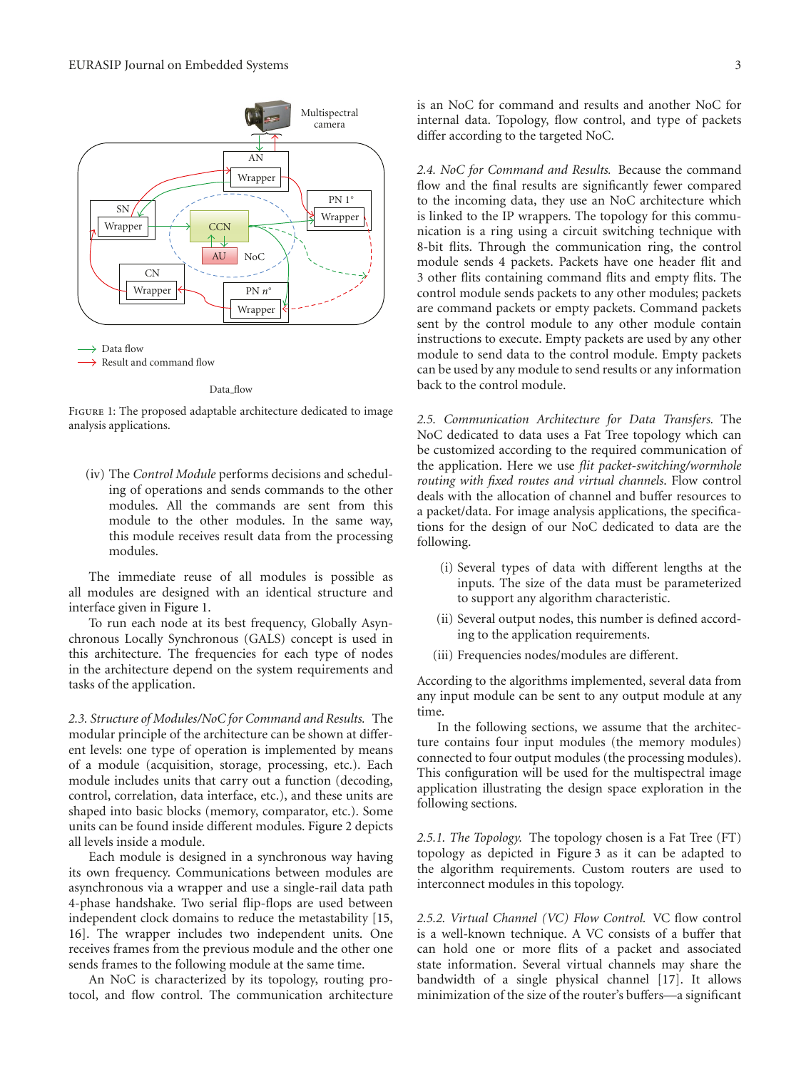Multispectral camera

AN

Wrapper

SN

Wrapper

PN 1°

Wrapper

CCN

AU

NoC

CN

Wrapper

PN n°

Wrapper

Data flow

Result and command flow

Data_flow

Figure 1: The proposed adaptable architecture dedicated to image analysis applications.

(iv) The *Control Module* performs decisions and scheduling of operations and sends commands to the other modules. All the commands are sent from this module to the other modules. In the same way, this module receives result data from the processing modules.

The immediate reuse of all modules is possible as all modules are designed with an identical structure and interface given in Figure 1.

To run each node at its best frequency, Globally Asynchronous Locally Synchronous (GALS) concept is used in this architecture. The frequencies for each type of nodes in the architecture depend on the system requirements and tasks of the application.

*2.3. Structure of Modules/NoC for Command and Results.* The modular principle of the architecture can be shown at different levels: one type of operation is implemented by means of a module (acquisition, storage, processing, etc.). Each module includes units that carry out a function (decoding, control, correlation, data interface, etc.), and these units are shaped into basic blocks (memory, comparator, etc.). Some units can be found inside different modules. Figure 2 depicts all levels inside a module.

Each module is designed in a synchronous way having its own frequency. Communications between modules are asynchronous via a wrapper and use a single-rail data path 4-phase handshake. Two serial flip-flops are used between independent clock domains to reduce the metastability [15, 16]. The wrapper includes two independent units. One receives frames from the previous module and the other one sends frames to the following module at the same time.

An NoC is characterized by its topology, routing protocol, and flow control. The communication architecture is an NoC for command and results and another NoC for internal data. Topology, flow control, and type of packets differ according to the targeted NoC.

*2.4. NoC for Command and Results.* Because the command flow and the final results are significantly fewer compared to the incoming data, they use an NoC architecture which is linked to the IP wrappers. The topology for this communication is a ring using a circuit switching technique with 8-bit flits. Through the communication ring, the control module sends 4 packets. Packets have one header flit and 3 other flits containing command flits and empty flits. The control module sends packets to any other modules; packets are command packets or empty packets. Command packets sent by the control module to any other module contain instructions to execute. Empty packets are used by any other module to send data to the control module. Empty packets can be used by any module to send results or any information back to the control module.

*2.5. Communication Architecture for Data Transfers.* The NoC dedicated to data uses a Fat Tree topology which can be customized according to the required communication of the application. Here we use *flit packet-switching/wormhole routing with fixed routes and virtual channels*. Flow control deals with the allocation of channel and buffer resources to a packet/data. For image analysis applications, the specifications for the design of our NoC dedicated to data are the following.

(i) Several types of data with different lengths at the inputs. The size of the data must be parameterized to support any algorithm characteristic.

(ii) Several output nodes, this number is defined according to the application requirements.

(iii) Frequencies nodes/modules are different.

According to the algorithms implemented, several data from any input module can be sent to any output module at any time.

In the following sections, we assume that the architecture contains four input modules (the memory modules) connected to four output modules (the processing modules). This configuration will be used for the multispectral image application illustrating the design space exploration in the following sections.

*2.5.1. The Topology.* The topology chosen is a Fat Tree (FT) topology as depicted in Figure 3 as it can be adapted to the algorithm requirements. Custom routers are used to interconnect modules in this topology.

*2.5.2. Virtual Channel (VC) Flow Control.* VC flow control is a well-known technique. A VC consists of a buffer that can hold one or more flits of a packet and associated state information. Several virtual channels may share the bandwidth of a single physical channel [17]. It allows minimization of the size of the router's buffers—a significant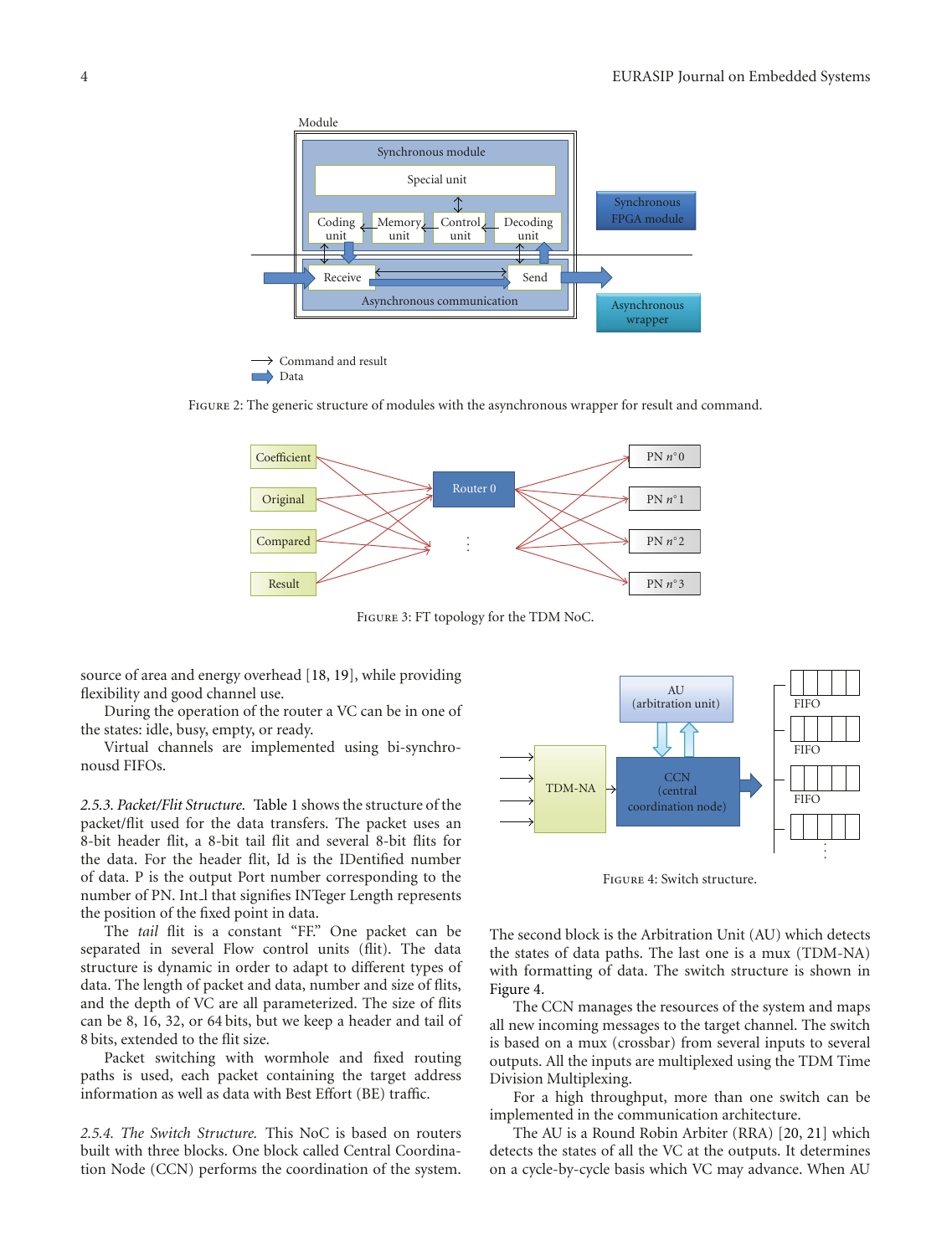FIGURE 2: The generic structure of modules with the asynchronous wrapper for result and command.

FIGURE 3: FT topology for the TDM NoC.

source of area and energy overhead [18, 19], while providing flexibility and good channel use.

During the operation of the router a VC can be in one of the states: idle, busy, empty, or ready.

Virtual channels are implemented using bi-synchronousd FIFOs.

*2.5.3. Packet/Flit Structure.* Table 1 shows the structure of the packet/flit used for the data transfers. The packet uses an 8-bit header flit, a 8-bit tail flit and several 8-bit flits for the data. For the header flit, Id is the IDentified number of data. P is the output Port number corresponding to the number of PN. Int_l that signifies INTeger Length represents the position of the fixed point in data.

The *tail* flit is a constant "FF." One packet can be separated in several Flow control units (flit). The data structure is dynamic in order to adapt to different types of data. The length of packet and data, number and size of flits, and the depth of VC are all parameterized. The size of flits can be 8, 16, 32, or 64 bits, but we keep a header and tail of 8 bits, extended to the flit size.

Packet switching with wormhole and fixed routing paths is used, each packet containing the target address information as well as data with Best Effort (BE) traffic.

*2.5.4. The Switch Structure.* This NoC is based on routers built with three blocks. One block called Central Coordination Node (CCN) performs the coordination of the system. The second block is the Arbitration Unit (AU) which detects the states of data paths. The last one is a mux (TDM-NA) with formatting of data. The switch structure is shown in Figure 4.

FIGURE 4: Switch structure.

The CCN manages the resources of the system and maps all new incoming messages to the target channel. The switch is based on a mux (crossbar) from several inputs to several outputs. All the inputs are multiplexed using the TDM Time Division Multiplexing.

For a high throughput, more than one switch can be implemented in the communication architecture.

The AU is a Round Robin Arbiter (RRA) [20, 21] which detects the states of all the VC at the outputs. It determines on a cycle-by-cycle basis which VC may advance. When AU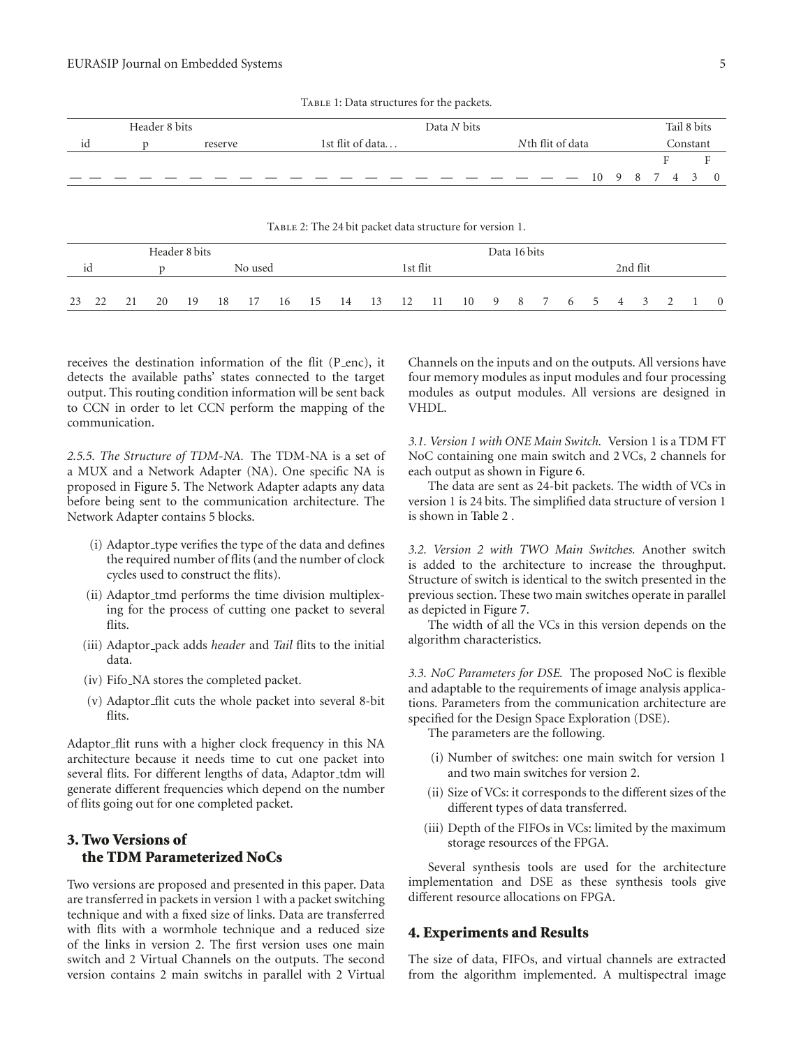Table 1: Data structures for the packets.

| Header 8 bits | | | Data $N$ bits | | Tail 8 bits |
|---|---|---|---|---|---|
| id | p | reserve | 1st flit of data... | $N$th flit of data | Constant |
| | | | | | F F |
| — — — — — — — — — — — — — — — — — — — — — — | | | | | 10 9 8 7 4 3 0 |

Table 2: The 24 bit packet data structure for version 1.

| Header 8 bits | | | | | | | | Data 16 bits | | | | | | | | | | | | | | | |
|---|---|---|---|---|---|---|---|---|---|---|---|---|---|---|---|---|---|---|---|---|---|---|---|
| id | | p | | No used | | | | 1st flit | | | | | | | | 2nd flit | | | | | | | |
| 23 | 22 | 21 | 20 | 19 | 18 | 17 | 16 | 15 | 14 | 13 | 12 | 11 | 10 | 9 | 8 | 7 | 6 | 5 | 4 | 3 | 2 | 1 | 0 |

receives the destination information of the flit (P_enc), it detects the available paths' states connected to the target output. This routing condition information will be sent back to CCN in order to let CCN perform the mapping of the communication.

*2.5.5. The Structure of TDM-NA.* The TDM-NA is a set of a MUX and a Network Adapter (NA). One specific NA is proposed in Figure 5. The Network Adapter adapts any data before being sent to the communication architecture. The Network Adapter contains 5 blocks.

(i) Adaptor_type verifies the type of the data and defines the required number of flits (and the number of clock cycles used to construct the flits).

(ii) Adaptor_tmd performs the time division multiplexing for the process of cutting one packet to several flits.

(iii) Adaptor_pack adds *header* and *Tail* flits to the initial data.

(iv) Fifo_NA stores the completed packet.

(v) Adaptor_flit cuts the whole packet into several 8-bit flits.

Adaptor_flit runs with a higher clock frequency in this NA architecture because it needs time to cut one packet into several flits. For different lengths of data, Adaptor_tdm will generate different frequencies which depend on the number of flits going out for one completed packet.

## 3. Two Versions of the TDM Parameterized NoCs

Two versions are proposed and presented in this paper. Data are transferred in packets in version 1 with a packet switching technique and with a fixed size of links. Data are transferred with flits with a wormhole technique and a reduced size of the links in version 2. The first version uses one main switch and 2 Virtual Channels on the outputs. The second version contains 2 main switchs in parallel with 2 Virtual Channels on the inputs and on the outputs. All versions have four memory modules as input modules and four processing modules as output modules. All versions are designed in VHDL.

*3.1. Version 1 with ONE Main Switch.* Version 1 is a TDM FT NoC containing one main switch and 2 VCs, 2 channels for each output as shown in Figure 6.

The data are sent as 24-bit packets. The width of VCs in version 1 is 24 bits. The simplified data structure of version 1 is shown in Table 2 .

*3.2. Version 2 with TWO Main Switches.* Another switch is added to the architecture to increase the throughput. Structure of switch is identical to the switch presented in the previous section. These two main switches operate in parallel as depicted in Figure 7.

The width of all the VCs in this version depends on the algorithm characteristics.

*3.3. NoC Parameters for DSE.* The proposed NoC is flexible and adaptable to the requirements of image analysis applications. Parameters from the communication architecture are specified for the Design Space Exploration (DSE).

The parameters are the following.

(i) Number of switches: one main switch for version 1 and two main switches for version 2.

(ii) Size of VCs: it corresponds to the different sizes of the different types of data transferred.

(iii) Depth of the FIFOs in VCs: limited by the maximum storage resources of the FPGA.

Several synthesis tools are used for the architecture implementation and DSE as these synthesis tools give different resource allocations on FPGA.

## 4. Experiments and Results

The size of data, FIFOs, and virtual channels are extracted from the algorithm implemented. A multispectral image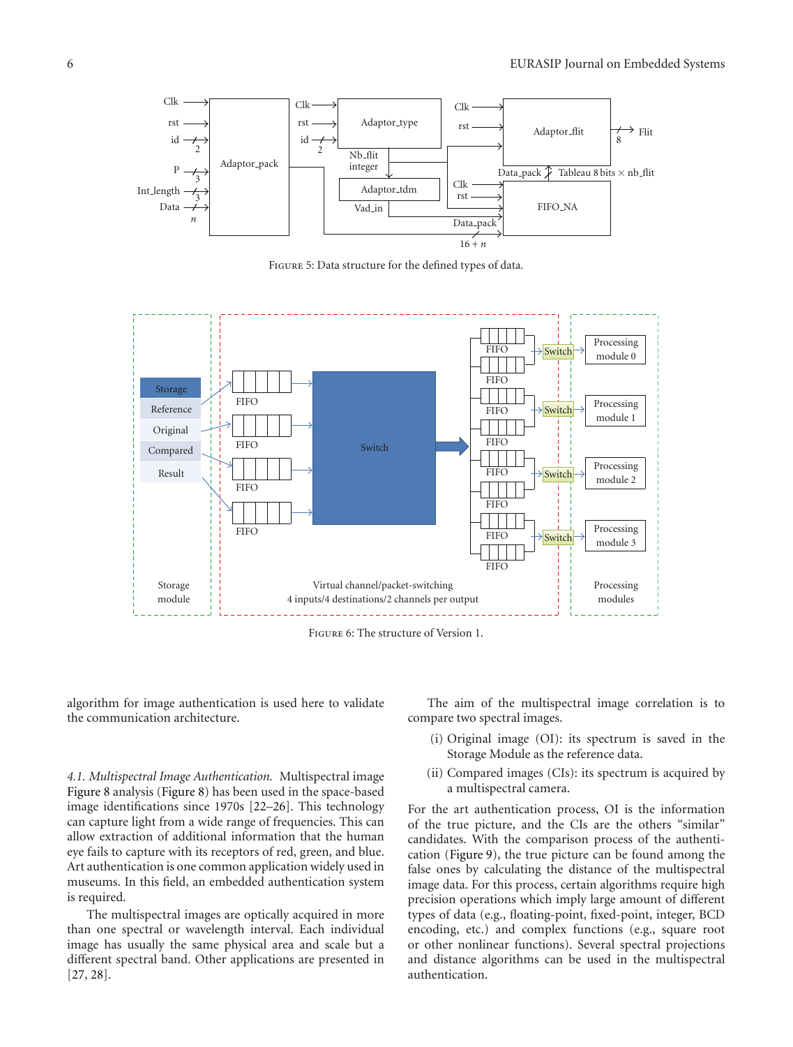FIGURE 5: Data structure for the defined types of data.

FIGURE 6: The structure of Version 1.

algorithm for image authentication is used here to validate the communication architecture.

### 4.1. Multispectral Image Authentication.

Multispectral image Figure 8 analysis (Figure 8) has been used in the space-based image identifications since 1970s [22–26]. This technology can capture light from a wide range of frequencies. This can allow extraction of additional information that the human eye fails to capture with its receptors of red, green, and blue. Art authentication is one common application widely used in museums. In this field, an embedded authentication system is required.

The multispectral images are optically acquired in more than one spectral or wavelength interval. Each individual image has usually the same physical area and scale but a different spectral band. Other applications are presented in [27, 28].

The aim of the multispectral image correlation is to compare two spectral images.

(i) Original image (OI): its spectrum is saved in the Storage Module as the reference data.

(ii) Compared images (CIs): its spectrum is acquired by a multispectral camera.

For the art authentication process, OI is the information of the true picture, and the CIs are the others "similar" candidates. With the comparison process of the authentication (Figure 9), the true picture can be found among the false ones by calculating the distance of the multispectral image data. For this process, certain algorithms require high precision operations which imply large amount of different types of data (e.g., floating-point, fixed-point, integer, BCD encoding, etc.) and complex functions (e.g., square root or other nonlinear functions). Several spectral projections and distance algorithms can be used in the multispectral authentication.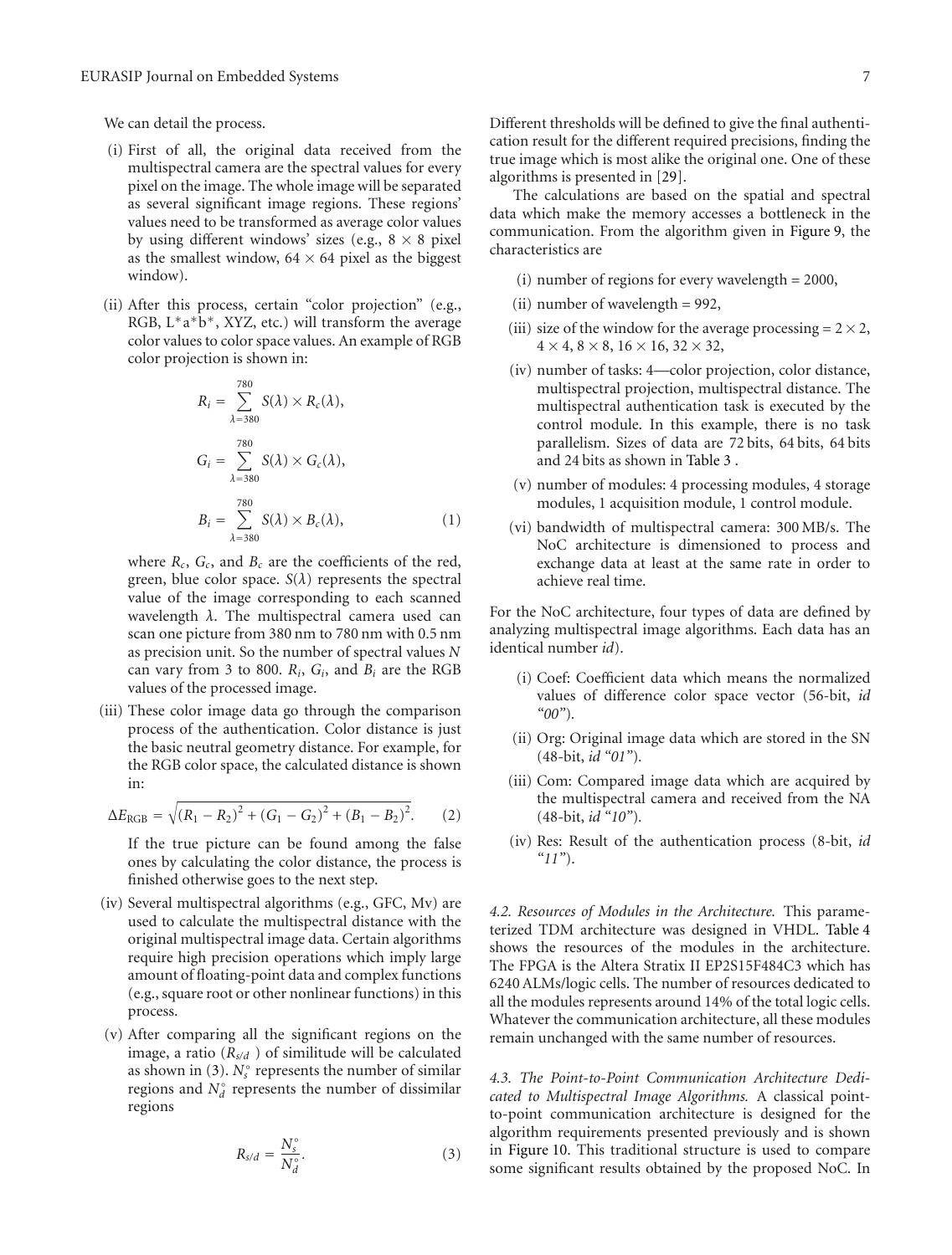We can detail the process.

(i) First of all, the original data received from the multispectral camera are the spectral values for every pixel on the image. The whole image will be separated as several significant image regions. These regions' values need to be transformed as average color values by using different windows' sizes (e.g., $8 \times 8$ pixel as the smallest window, $64 \times 64$ pixel as the biggest window).

(ii) After this process, certain "color projection" (e.g., RGB, L*a*b*, XYZ, etc.) will transform the average color values to color space values. An example of RGB color projection is shown in:

$$R_i = \sum_{\lambda=380}^{780} S(\lambda) \times R_c(\lambda),$$
$$G_i = \sum_{\lambda=380}^{780} S(\lambda) \times G_c(\lambda),$$
$$B_i = \sum_{\lambda=380}^{780} S(\lambda) \times B_c(\lambda), \tag{1}$$

where $R_c$, $G_c$, and $B_c$ are the coefficients of the red, green, blue color space. $S(\lambda)$ represents the spectral value of the image corresponding to each scanned wavelength $\lambda$. The multispectral camera used can scan one picture from 380 nm to 780 nm with 0.5 nm as precision unit. So the number of spectral values $N$ can vary from 3 to 800. $R_i$, $G_i$, and $B_i$ are the RGB values of the processed image.

(iii) These color image data go through the comparison process of the authentication. Color distance is just the basic neutral geometry distance. For example, for the RGB color space, the calculated distance is shown in:

$$\Delta E_{\text{RGB}} = \sqrt{(R_1 - R_2)^2 + (G_1 - G_2)^2 + (B_1 - B_2)^2}. \tag{2}$$

If the true picture can be found among the false ones by calculating the color distance, the process is finished otherwise goes to the next step.

(iv) Several multispectral algorithms (e.g., GFC, Mv) are used to calculate the multispectral distance with the original multispectral image data. Certain algorithms require high precision operations which imply large amount of floating-point data and complex functions (e.g., square root or other nonlinear functions) in this process.

(v) After comparing all the significant regions on the image, a ratio ($R_{s/d}$) of similitude will be calculated as shown in (3). $N_s^\circ$ represents the number of similar regions and $N_d^\circ$ represents the number of dissimilar regions

$$R_{s/d} = \frac{N_s^\circ}{N_d^\circ}. \tag{3}$$

Different thresholds will be defined to give the final authentication result for the different required precisions, finding the true image which is most alike the original one. One of these algorithms is presented in [29].

The calculations are based on the spatial and spectral data which make the memory accesses a bottleneck in the communication. From the algorithm given in Figure 9, the characteristics are

(i) number of regions for every wavelength = 2000,

(ii) number of wavelength = 992,

(iii) size of the window for the average processing = $2 \times 2$, $4 \times 4$, $8 \times 8$, $16 \times 16$, $32 \times 32$,

(iv) number of tasks: 4—color projection, color distance, multispectral projection, multispectral distance. The multispectral authentication task is executed by the control module. In this example, there is no task parallelism. Sizes of data are 72 bits, 64 bits, 64 bits and 24 bits as shown in Table 3 .

(v) number of modules: 4 processing modules, 4 storage modules, 1 acquisition module, 1 control module.

(vi) bandwidth of multispectral camera: 300 MB/s. The NoC architecture is dimensioned to process and exchange data at least at the same rate in order to achieve real time.

For the NoC architecture, four types of data are defined by analyzing multispectral image algorithms. Each data has an identical number *id*).

(i) Coef: Coefficient data which means the normalized values of difference color space vector (56-bit, *id "00"*).

(ii) Org: Original image data which are stored in the SN (48-bit, *id "01"*).

(iii) Com: Compared image data which are acquired by the multispectral camera and received from the NA (48-bit, *id "10"*).

(iv) Res: Result of the authentication process (8-bit, *id "11"*).

*4.2. Resources of Modules in the Architecture.* This parameterized TDM architecture was designed in VHDL. Table 4 shows the resources of the modules in the architecture. The FPGA is the Altera Stratix II EP2S15F484C3 which has 6240 ALMs/logic cells. The number of resources dedicated to all the modules represents around 14% of the total logic cells. Whatever the communication architecture, all these modules remain unchanged with the same number of resources.

*4.3. The Point-to-Point Communication Architecture Dedicated to Multispectral Image Algorithms.* A classical point-to-point communication architecture is designed for the algorithm requirements presented previously and is shown in Figure 10. This traditional structure is used to compare some significant results obtained by the proposed NoC. In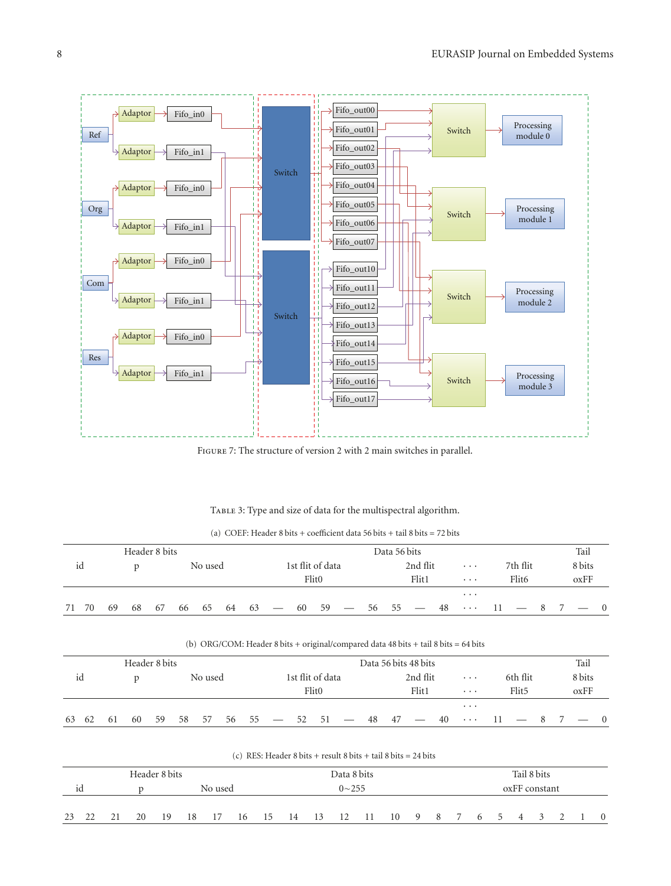Figure 7: The structure of version 2 with 2 main switches in parallel.

Table 3: Type and size of data for the multispectral algorithm.

(a) COEF: Header 8 bits + coefficient data 56 bits + tail 8 bits = 72 bits

| Header 8 bits | | | | | | | | | Data 56 bits | | | | | | | | | | | | Tail |
|---|---|---|---|---|---|---|---|---|---|---|---|---|---|---|---|---|---|---|---|---|---|
| id | | p | | No used | | | | | 1st flit of data | | | 2nd flit | | | · · · | 7th flit | | | 8 bits | | |
| | | | | | | | | | Flit0 | | | Flit1 | | | · · · | Flit6 | | | oxFF | | |
| | | | | | | | | | | | | | | | · · · | | | | | | |
| 71 | 70 | 69 | 68 | 67 | 66 | 65 | 64 | 63 | — | 60 | 59 | — | 56 | 55 | — | 48 | · · · | 11 | — | 8 | 7 — 0 |

(b) ORG/COM: Header 8 bits + original/compared data 48 bits + tail 8 bits = 64 bits

| Header 8 bits | | | | | | | | | Data 56 bits 48 bits | | | | | | | | | | | | Tail |
|---|---|---|---|---|---|---|---|---|---|---|---|---|---|---|---|---|---|---|---|---|---|
| id | | p | | No used | | | | | 1st flit of data | | | 2nd flit | | | · · · | 6th flit | | | 8 bits | | |
| | | | | | | | | | Flit0 | | | Flit1 | | | · · · | Flit5 | | | oxFF | | |
| | | | | | | | | | | | | | | | · · · | | | | | | |
| 63 | 62 | 61 | 60 | 59 | 58 | 57 | 56 | 55 | — | 52 | 51 | — | 48 | 47 | — | 40 | · · · | 11 | — | 8 | 7 — 0 |

(c) RES: Header 8 bits + result 8 bits + tail 8 bits = 24 bits

| Header 8 bits | | | | | | | | Data 8 bits | | | | | | | | Tail 8 bits | | | | | | | |
|---|---|---|---|---|---|---|---|---|---|---|---|---|---|---|---|---|---|---|---|---|---|---|---|
| id | | p | | No used | | | | 0∼255 | | | | | | | | oxFF constant | | | | | | | |
| 23 | 22 | 21 | 20 | 19 | 18 | 17 | 16 | 15 | 14 | 13 | 12 | 11 | 10 | 9 | 8 | 7 | 6 | 5 | 4 | 3 | 2 | 1 | 0 |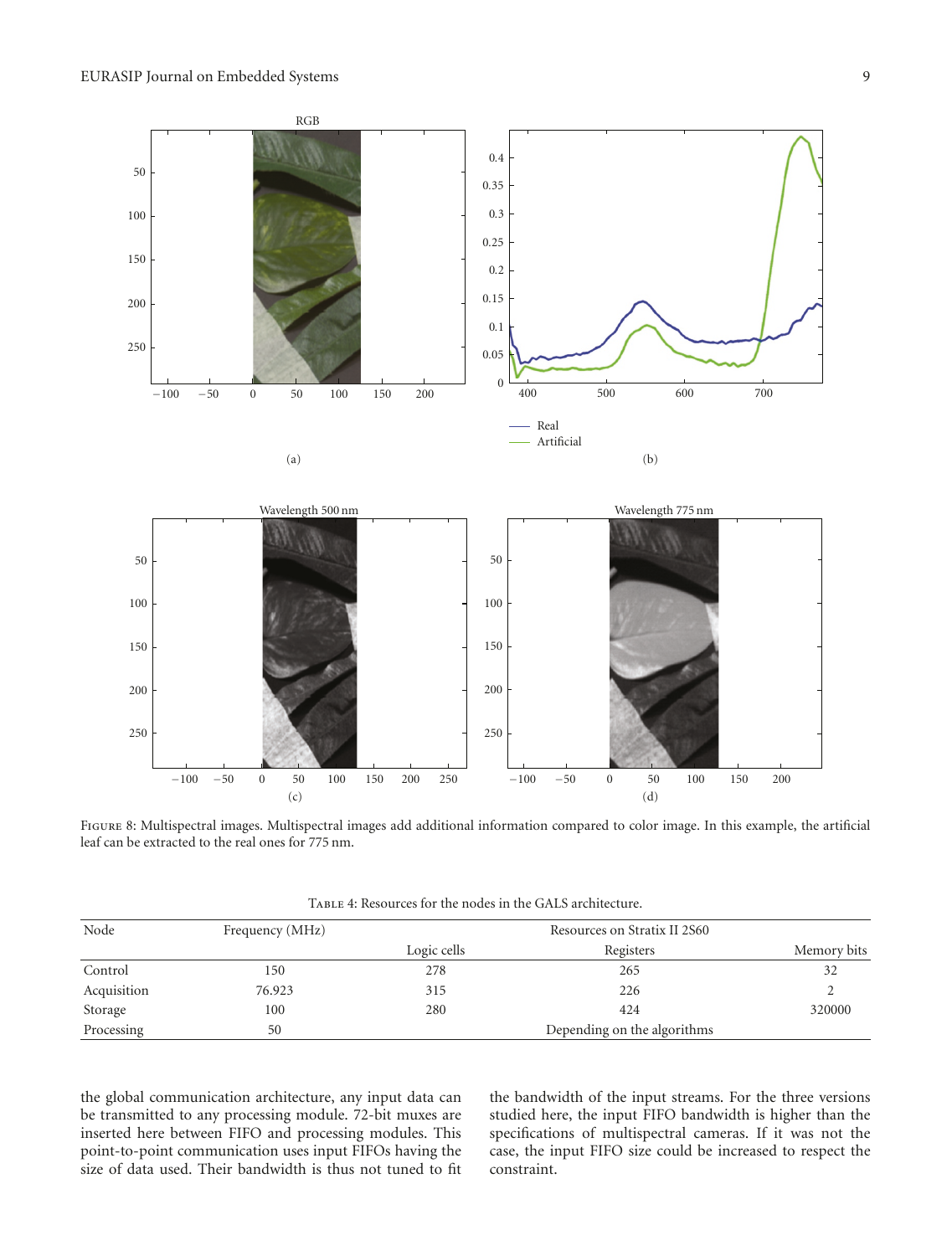Figure 8: Multispectral images. Multispectral images add additional information compared to color image. In this example, the artificial leaf can be extracted to the real ones for 775 nm.

Table 4: Resources for the nodes in the GALS architecture.

| Node | Frequency (MHz) | Resources on Stratix II 2S60 | | |
|---|---|---|---|---|
| | | Logic cells | Registers | Memory bits |
| Control | 150 | 278 | 265 | 32 |
| Acquisition | 76.923 | 315 | 226 | 2 |
| Storage | 100 | 280 | 424 | 320000 |
| Processing | 50 | Depending on the algorithms | | |

the global communication architecture, any input data can be transmitted to any processing module. 72-bit muxes are inserted here between FIFO and processing modules. This point-to-point communication uses input FIFOs having the size of data used. Their bandwidth is thus not tuned to fit the bandwidth of the input streams. For the three versions studied here, the input FIFO bandwidth is higher than the specifications of multispectral cameras. If it was not the case, the input FIFO size could be increased to respect the constraint.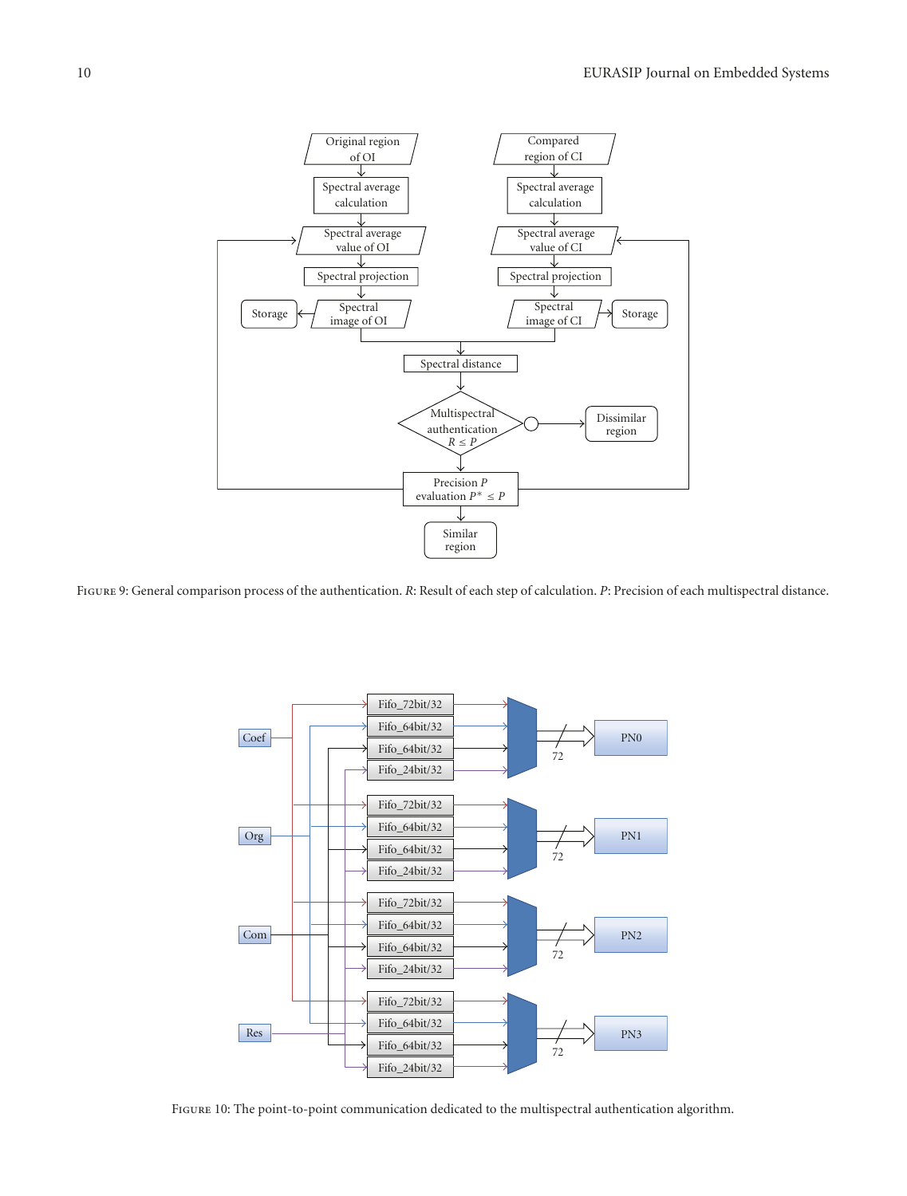Figure 9: General comparison process of the authentication. $R$: Result of each step of calculation. $P$: Precision of each multispectral distance.

Figure 10: The point-to-point communication dedicated to the multispectral authentication algorithm.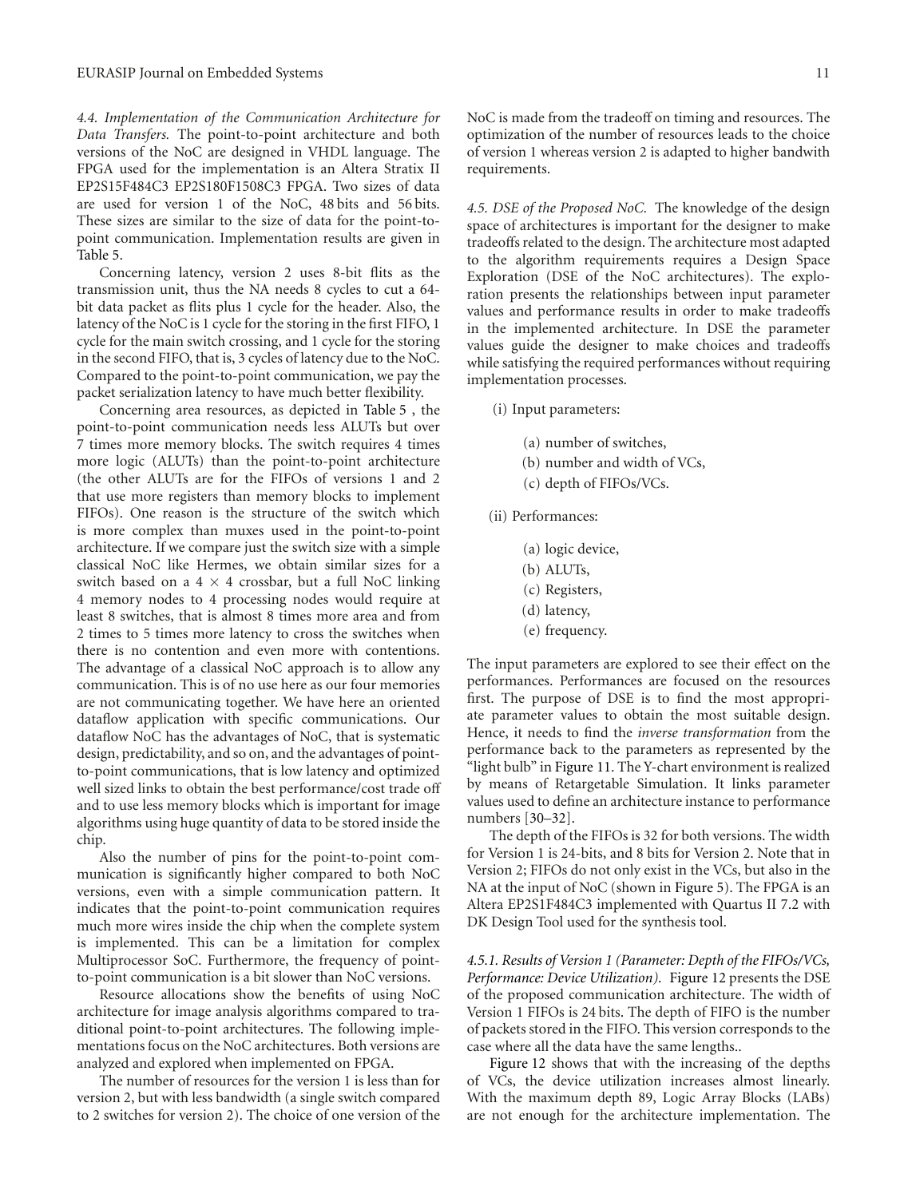*4.4. Implementation of the Communication Architecture for Data Transfers.* The point-to-point architecture and both versions of the NoC are designed in VHDL language. The FPGA used for the implementation is an Altera Stratix II EP2S15F484C3 EP2S180F1508C3 FPGA. Two sizes of data are used for version 1 of the NoC, 48 bits and 56 bits. These sizes are similar to the size of data for the point-to-point communication. Implementation results are given in Table 5.

Concerning latency, version 2 uses 8-bit flits as the transmission unit, thus the NA needs 8 cycles to cut a 64-bit data packet as flits plus 1 cycle for the header. Also, the latency of the NoC is 1 cycle for the storing in the first FIFO, 1 cycle for the main switch crossing, and 1 cycle for the storing in the second FIFO, that is, 3 cycles of latency due to the NoC. Compared to the point-to-point communication, we pay the packet serialization latency to have much better flexibility.

Concerning area resources, as depicted in Table 5 , the point-to-point communication needs less ALUTs but over 7 times more memory blocks. The switch requires 4 times more logic (ALUTs) than the point-to-point architecture (the other ALUTs are for the FIFOs of versions 1 and 2 that use more registers than memory blocks to implement FIFOs). One reason is the structure of the switch which is more complex than muxes used in the point-to-point architecture. If we compare just the switch size with a simple classical NoC like Hermes, we obtain similar sizes for a switch based on a $4 \times 4$ crossbar, but a full NoC linking 4 memory nodes to 4 processing nodes would require at least 8 switches, that is almost 8 times more area and from 2 times to 5 times more latency to cross the switches when there is no contention and even more with contentions. The advantage of a classical NoC approach is to allow any communication. This is of no use here as our four memories are not communicating together. We have here an oriented dataflow application with specific communications. Our dataflow NoC has the advantages of NoC, that is systematic design, predictability, and so on, and the advantages of point-to-point communications, that is low latency and optimized well sized links to obtain the best performance/cost trade off and to use less memory blocks which is important for image algorithms using huge quantity of data to be stored inside the chip.

Also the number of pins for the point-to-point communication is significantly higher compared to both NoC versions, even with a simple communication pattern. It indicates that the point-to-point communication requires much more wires inside the chip when the complete system is implemented. This can be a limitation for complex Multiprocessor SoC. Furthermore, the frequency of point-to-point communication is a bit slower than NoC versions.

Resource allocations show the benefits of using NoC architecture for image analysis algorithms compared to traditional point-to-point architectures. The following implementations focus on the NoC architectures. Both versions are analyzed and explored when implemented on FPGA.

The number of resources for the version 1 is less than for version 2, but with less bandwidth (a single switch compared to 2 switches for version 2). The choice of one version of the NoC is made from the tradeoff on timing and resources. The optimization of the number of resources leads to the choice of version 1 whereas version 2 is adapted to higher bandwith requirements.

*4.5. DSE of the Proposed NoC.* The knowledge of the design space of architectures is important for the designer to make tradeoffs related to the design. The architecture most adapted to the algorithm requirements requires a Design Space Exploration (DSE of the NoC architectures). The exploration presents the relationships between input parameter values and performance results in order to make tradeoffs in the implemented architecture. In DSE the parameter values guide the designer to make choices and tradeoffs while satisfying the required performances without requiring implementation processes.

(i) Input parameters:

  (a) number of switches,

  (b) number and width of VCs,

  (c) depth of FIFOs/VCs.

(ii) Performances:

  (a) logic device,

  (b) ALUTs,

  (c) Registers,

  (d) latency,

  (e) frequency.

The input parameters are explored to see their effect on the performances. Performances are focused on the resources first. The purpose of DSE is to find the most appropriate parameter values to obtain the most suitable design. Hence, it needs to find the *inverse transformation* from the performance back to the parameters as represented by the "light bulb" in Figure 11. The Y-chart environment is realized by means of Retargetable Simulation. It links parameter values used to define an architecture instance to performance numbers [30–32].

The depth of the FIFOs is 32 for both versions. The width for Version 1 is 24-bits, and 8 bits for Version 2. Note that in Version 2; FIFOs do not only exist in the VCs, but also in the NA at the input of NoC (shown in Figure 5). The FPGA is an Altera EP2S1F484C3 implemented with Quartus II 7.2 with DK Design Tool used for the synthesis tool.

*4.5.1. Results of Version 1 (Parameter: Depth of the FIFOs/VCs, Performance: Device Utilization).* Figure 12 presents the DSE of the proposed communication architecture. The width of Version 1 FIFOs is 24 bits. The depth of FIFO is the number of packets stored in the FIFO. This version corresponds to the case where all the data have the same lengths..

Figure 12 shows that with the increasing of the depths of VCs, the device utilization increases almost linearly. With the maximum depth 89, Logic Array Blocks (LABs) are not enough for the architecture implementation. The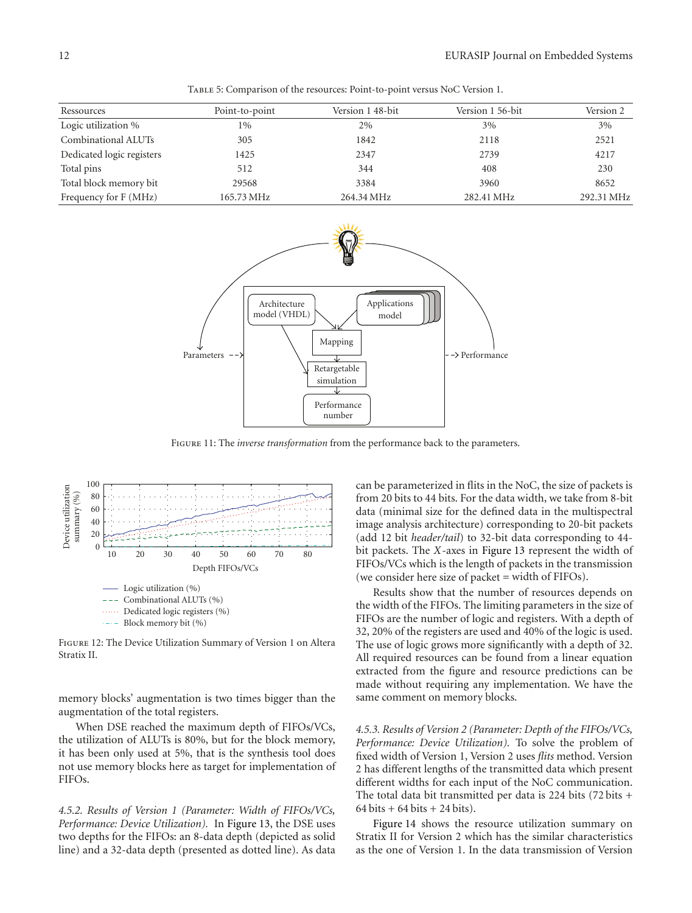Table 5: Comparison of the resources: Point-to-point versus NoC Version 1.

| Ressources | Point-to-point | Version 1 48-bit | Version 1 56-bit | Version 2 |
|---|---|---|---|---|
| Logic utilization % | 1% | 2% | 3% | 3% |
| Combinational ALUTs | 305 | 1842 | 2118 | 2521 |
| Dedicated logic registers | 1425 | 2347 | 2739 | 4217 |
| Total pins | 512 | 344 | 408 | 230 |
| Total block memory bit | 29568 | 3384 | 3960 | 8652 |
| Frequency for F (MHz) | 165.73 MHz | 264.34 MHz | 282.41 MHz | 292.31 MHz |

Figure 11: The *inverse transformation* from the performance back to the parameters.

Figure 12: The Device Utilization Summary of Version 1 on Altera Stratix II.

memory blocks' augmentation is two times bigger than the augmentation of the total registers.

When DSE reached the maximum depth of FIFOs/VCs, the utilization of ALUTs is 80%, but for the block memory, it has been only used at 5%, that is the synthesis tool does not use memory blocks here as target for implementation of FIFOs.

*4.5.2. Results of Version 1 (Parameter: Width of FIFOs/VCs, Performance: Device Utilization).* In Figure 13, the DSE uses two depths for the FIFOs: an 8-data depth (depicted as solid line) and a 32-data depth (presented as dotted line). As data can be parameterized in flits in the NoC, the size of packets is from 20 bits to 44 bits. For the data width, we take from 8-bit data (minimal size for the defined data in the multispectral image analysis architecture) corresponding to 20-bit packets (add 12 bit *header/tail*) to 32-bit data corresponding to 44-bit packets. The $X$-axes in Figure 13 represent the width of FIFOs/VCs which is the length of packets in the transmission (we consider here size of packet = width of FIFOs).

Results show that the number of resources depends on the width of the FIFOs. The limiting parameters in the size of FIFOs are the number of logic and registers. With a depth of 32, 20% of the registers are used and 40% of the logic is used. The use of logic grows more significantly with a depth of 32. All required resources can be found from a linear equation extracted from the figure and resource predictions can be made without requiring any implementation. We have the same comment on memory blocks.

*4.5.3. Results of Version 2 (Parameter: Depth of the FIFOs/VCs, Performance: Device Utilization).* To solve the problem of fixed width of Version 1, Version 2 uses *flits* method. Version 2 has different lengths of the transmitted data which present different widths for each input of the NoC communication. The total data bit transmitted per data is 224 bits (72 bits + 64 bits + 64 bits + 24 bits).

Figure 14 shows the resource utilization summary on Stratix II for Version 2 which has the similar characteristics as the one of Version 1. In the data transmission of Version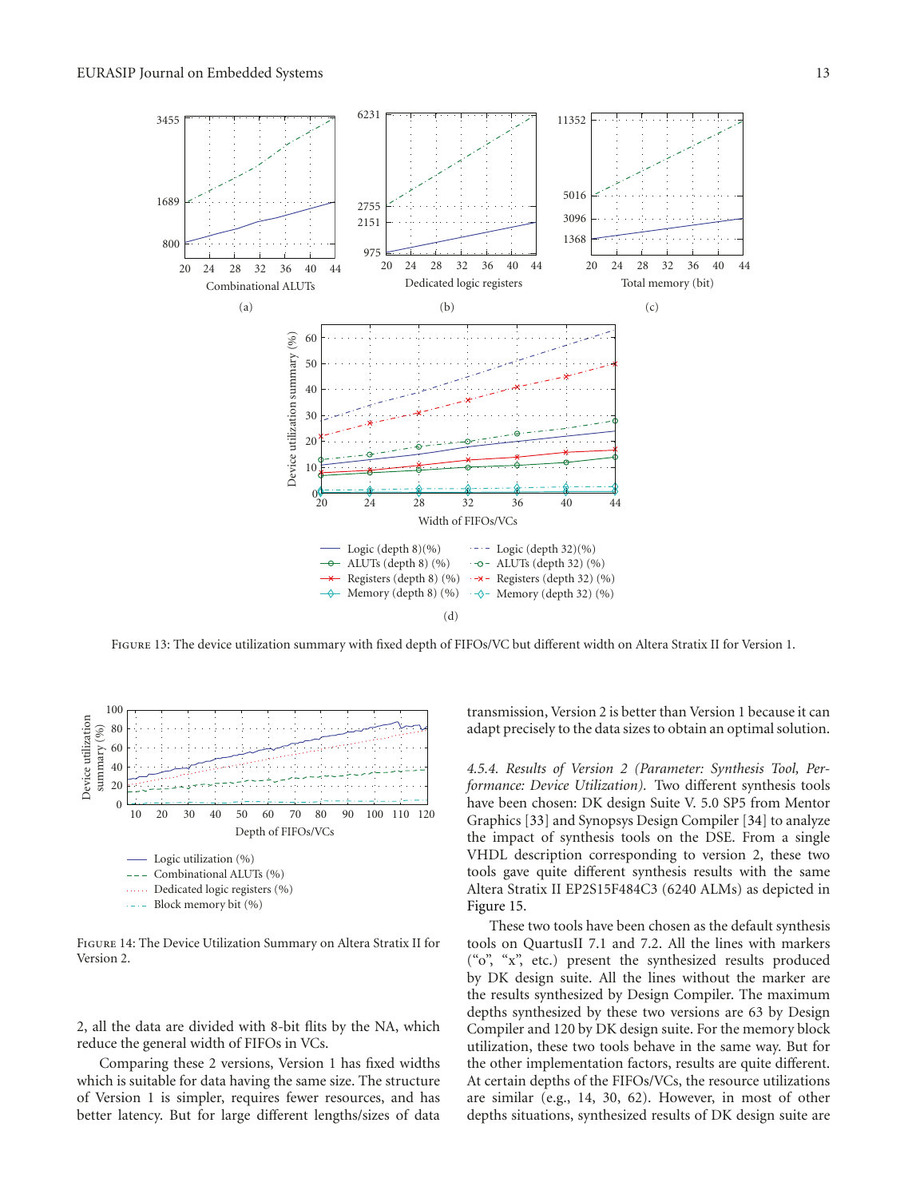FIGURE 13: The device utilization summary with fixed depth of FIFOs/VC but different width on Altera Stratix II for Version 1.

FIGURE 14: The Device Utilization Summary on Altera Stratix II for Version 2.

2, all the data are divided with 8-bit flits by the NA, which reduce the general width of FIFOs in VCs.

Comparing these 2 versions, Version 1 has fixed widths which is suitable for data having the same size. The structure of Version 1 is simpler, requires fewer resources, and has better latency. But for large different lengths/sizes of data transmission, Version 2 is better than Version 1 because it can adapt precisely to the data sizes to obtain an optimal solution.

*4.5.4. Results of Version 2 (Parameter: Synthesis Tool, Performance: Device Utilization).* Two different synthesis tools have been chosen: DK design Suite V. 5.0 SP5 from Mentor Graphics [33] and Synopsys Design Compiler [34] to analyze the impact of synthesis tools on the DSE. From a single VHDL description corresponding to version 2, these two tools gave quite different synthesis results with the same Altera Stratix II EP2S15F484C3 (6240 ALMs) as depicted in Figure 15.

These two tools have been chosen as the default synthesis tools on QuartusII 7.1 and 7.2. All the lines with markers ("o", "x", etc.) present the synthesized results produced by DK design suite. All the lines without the marker are the results synthesized by Design Compiler. The maximum depths synthesized by these two versions are 63 by Design Compiler and 120 by DK design suite. For the memory block utilization, these two tools behave in the same way. But for the other implementation factors, results are quite different. At certain depths of the FIFOs/VCs, the resource utilizations are similar (e.g., 14, 30, 62). However, in most of other depths situations, synthesized results of DK design suite are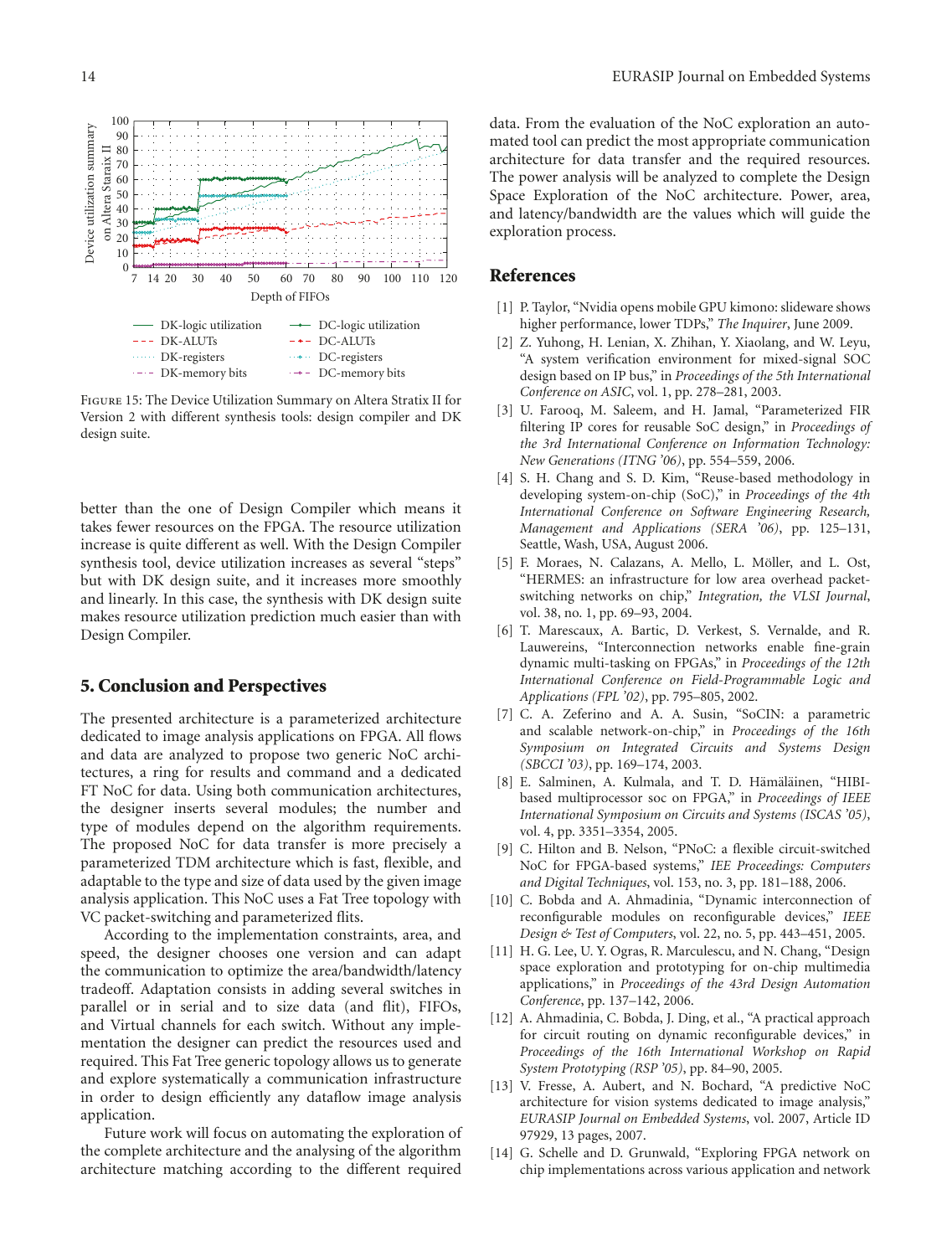Device utilization summary on Altera Staratix II

100
90
80
70
60
50
40
30
20
10
0

7 14 20 30 40 50 60 70 80 90 100 110 120

Depth of FIFOs

DK-logic utilization
DK-ALUTs
DK-registers
DK-memory bits
DC-logic utilization
DC-ALUTs
DC-registers
DC-memory bits

Figure 15: The Device Utilization Summary on Altera Stratix II for Version 2 with different synthesis tools: design compiler and DK design suite.

better than the one of Design Compiler which means it takes fewer resources on the FPGA. The resource utilization increase is quite different as well. With the Design Compiler synthesis tool, device utilization increases as several "steps" but with DK design suite, and it increases more smoothly and linearly. In this case, the synthesis with DK design suite makes resource utilization prediction much easier than with Design Compiler.

## 5. Conclusion and Perspectives

The presented architecture is a parameterized architecture dedicated to image analysis applications on FPGA. All flows and data are analyzed to propose two generic NoC architectures, a ring for results and command and a dedicated FT NoC for data. Using both communication architectures, the designer inserts several modules; the number and type of modules depend on the algorithm requirements. The proposed NoC for data transfer is more precisely a parameterized TDM architecture which is fast, flexible, and adaptable to the type and size of data used by the given image analysis application. This NoC uses a Fat Tree topology with VC packet-switching and parameterized flits.

According to the implementation constraints, area, and speed, the designer chooses one version and can adapt the communication to optimize the area/bandwidth/latency tradeoff. Adaptation consists in adding several switches in parallel or in serial and to size data (and flit), FIFOs, and Virtual channels for each switch. Without any implementation the designer can predict the resources used and required. This Fat Tree generic topology allows us to generate and explore systematically a communication infrastructure in order to design efficiently any dataflow image analysis application.

Future work will focus on automating the exploration of the complete architecture and the analysing of the algorithm architecture matching according to the different required data. From the evaluation of the NoC exploration an automated tool can predict the most appropriate communication architecture for data transfer and the required resources. The power analysis will be analyzed to complete the Design Space Exploration of the NoC architecture. Power, area, and latency/bandwidth are the values which will guide the exploration process.

## References

[1] P. Taylor, "Nvidia opens mobile GPU kimono: slideware shows higher performance, lower TDPs," *The Inquirer*, June 2009.

[2] Z. Yuhong, H. Lenian, X. Zhihan, Y. Xiaolang, and W. Leyu, "A system verification environment for mixed-signal SOC design based on IP bus," in *Proceedings of the 5th International Conference on ASIC*, vol. 1, pp. 278–281, 2003.

[3] U. Farooq, M. Saleem, and H. Jamal, "Parameterized FIR filtering IP cores for reusable SoC design," in *Proceedings of the 3rd International Conference on Information Technology: New Generations (ITNG '06)*, pp. 554–559, 2006.

[4] S. H. Chang and S. D. Kim, "Reuse-based methodology in developing system-on-chip (SoC)," in *Proceedings of the 4th International Conference on Software Engineering Research, Management and Applications (SERA '06)*, pp. 125–131, Seattle, Wash, USA, August 2006.

[5] F. Moraes, N. Calazans, A. Mello, L. Möller, and L. Ost, "HERMES: an infrastructure for low area overhead packet-switching networks on chip," *Integration, the VLSI Journal*, vol. 38, no. 1, pp. 69–93, 2004.

[6] T. Marescaux, A. Bartic, D. Verkest, S. Vernalde, and R. Lauwereins, "Interconnection networks enable fine-grain dynamic multi-tasking on FPGAs," in *Proceedings of the 12th International Conference on Field-Programmable Logic and Applications (FPL '02)*, pp. 795–805, 2002.

[7] C. A. Zeferino and A. A. Susin, "SoCIN: a parametric and scalable network-on-chip," in *Proceedings of the 16th Symposium on Integrated Circuits and Systems Design (SBCCI '03)*, pp. 169–174, 2003.

[8] E. Salminen, A. Kulmala, and T. D. Hämäläinen, "HIBI-based multiprocessor soc on FPGA," in *Proceedings of IEEE International Symposium on Circuits and Systems (ISCAS '05)*, vol. 4, pp. 3351–3354, 2005.

[9] C. Hilton and B. Nelson, "PNoC: a flexible circuit-switched NoC for FPGA-based systems," *IEE Proceedings: Computers and Digital Techniques*, vol. 153, no. 3, pp. 181–188, 2006.

[10] C. Bobda and A. Ahmadinia, "Dynamic interconnection of reconfigurable modules on reconfigurable devices," *IEEE Design & Test of Computers*, vol. 22, no. 5, pp. 443–451, 2005.

[11] H. G. Lee, U. Y. Ogras, R. Marculescu, and N. Chang, "Design space exploration and prototyping for on-chip multimedia applications," in *Proceedings of the 43rd Design Automation Conference*, pp. 137–142, 2006.

[12] A. Ahmadinia, C. Bobda, J. Ding, et al., "A practical approach for circuit routing on dynamic reconfigurable devices," in *Proceedings of the 16th International Workshop on Rapid System Prototyping (RSP '05)*, pp. 84–90, 2005.

[13] V. Fresse, A. Aubert, and N. Bochard, "A predictive NoC architecture for vision systems dedicated to image analysis," *EURASIP Journal on Embedded Systems*, vol. 2007, Article ID 97929, 13 pages, 2007.

[14] G. Schelle and D. Grunwald, "Exploring FPGA network on chip implementations across various application and network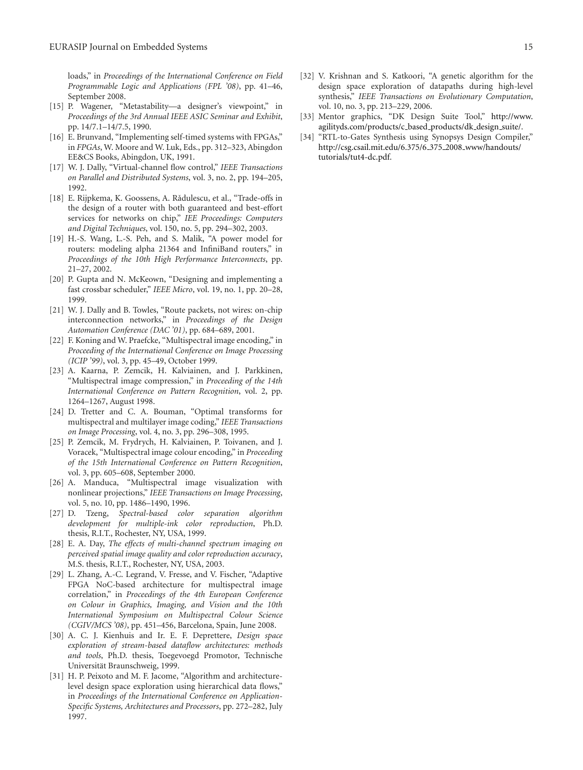loads," in *Proceedings of the International Conference on Field Programmable Logic and Applications (FPL '08)*, pp. 41–46, September 2008.

[15] P. Wagener, "Metastability—a designer's viewpoint," in *Proceedings of the 3rd Annual IEEE ASIC Seminar and Exhibit*, pp. 14/7.1–14/7.5, 1990.

[16] E. Brunvand, "Implementing self-timed systems with FPGAs," in *FPGAs*, W. Moore and W. Luk, Eds., pp. 312–323, Abingdon EE&CS Books, Abingdon, UK, 1991.

[17] W. J. Dally, "Virtual-channel flow control," *IEEE Transactions on Parallel and Distributed Systems*, vol. 3, no. 2, pp. 194–205, 1992.

[18] E. Rijpkema, K. Goossens, A. Rădulescu, et al., "Trade-offs in the design of a router with both guaranteed and best-effort services for networks on chip," *IEE Proceedings: Computers and Digital Techniques*, vol. 150, no. 5, pp. 294–302, 2003.

[19] H.-S. Wang, L.-S. Peh, and S. Malik, "A power model for routers: modeling alpha 21364 and InfiniBand routers," in *Proceedings of the 10th High Performance Interconnects*, pp. 21–27, 2002.

[20] P. Gupta and N. McKeown, "Designing and implementing a fast crossbar scheduler," *IEEE Micro*, vol. 19, no. 1, pp. 20–28, 1999.

[21] W. J. Dally and B. Towles, "Route packets, not wires: on-chip interconnection networks," in *Proceedings of the Design Automation Conference (DAC '01)*, pp. 684–689, 2001.

[22] F. Koning and W. Praefcke, "Multispectral image encoding," in *Proceeding of the International Conference on Image Processing (ICIP '99)*, vol. 3, pp. 45–49, October 1999.

[23] A. Kaarna, P. Zemcik, H. Kalviainen, and J. Parkkinen, "Multispectral image compression," in *Proceeding of the 14th International Conference on Pattern Recognition*, vol. 2, pp. 1264–1267, August 1998.

[24] D. Tretter and C. A. Bouman, "Optimal transforms for multispectral and multilayer image coding," *IEEE Transactions on Image Processing*, vol. 4, no. 3, pp. 296–308, 1995.

[25] P. Zemcik, M. Frydrych, H. Kalviainen, P. Toivanen, and J. Voracek, "Multispectral image colour encoding," in *Proceeding of the 15th International Conference on Pattern Recognition*, vol. 3, pp. 605–608, September 2000.

[26] A. Manduca, "Multispectral image visualization with nonlinear projections," *IEEE Transactions on Image Processing*, vol. 5, no. 10, pp. 1486–1490, 1996.

[27] D. Tzeng, *Spectral-based color separation algorithm development for multiple-ink color reproduction*, Ph.D. thesis, R.I.T., Rochester, NY, USA, 1999.

[28] E. A. Day, *The effects of multi-channel spectrum imaging on perceived spatial image quality and color reproduction accuracy*, M.S. thesis, R.I.T., Rochester, NY, USA, 2003.

[29] L. Zhang, A.-C. Legrand, V. Fresse, and V. Fischer, "Adaptive FPGA NoC-based architecture for multispectral image correlation," in *Proceedings of the 4th European Conference on Colour in Graphics, Imaging, and Vision and the 10th International Symposium on Multispectral Colour Science (CGIV/MCS '08)*, pp. 451–456, Barcelona, Spain, June 2008.

[30] A. C. J. Kienhuis and Ir. E. F. Deprettere, *Design space exploration of stream-based dataflow architectures: methods and tools*, Ph.D. thesis, Toegevoegd Promotor, Technische Universität Braunschweig, 1999.

[31] H. P. Peixoto and M. F. Jacome, "Algorithm and architecture-level design space exploration using hierarchical data flows," in *Proceedings of the International Conference on Application-Specific Systems, Architectures and Processors*, pp. 272–282, July 1997.

[32] V. Krishnan and S. Katkoori, "A genetic algorithm for the design space exploration of datapaths during high-level synthesis," *IEEE Transactions on Evolutionary Computation*, vol. 10, no. 3, pp. 213–229, 2006.

[33] Mentor graphics, "DK Design Suite Tool," http://www.agilityds.com/products/c_based_products/dk_design_suite/.

[34] "RTL-to-Gates Synthesis using Synopsys Design Compiler," http://csg.csail.mit.edu/6.375/6_375_2008_www/handouts/tutorials/tut4-dc.pdf.